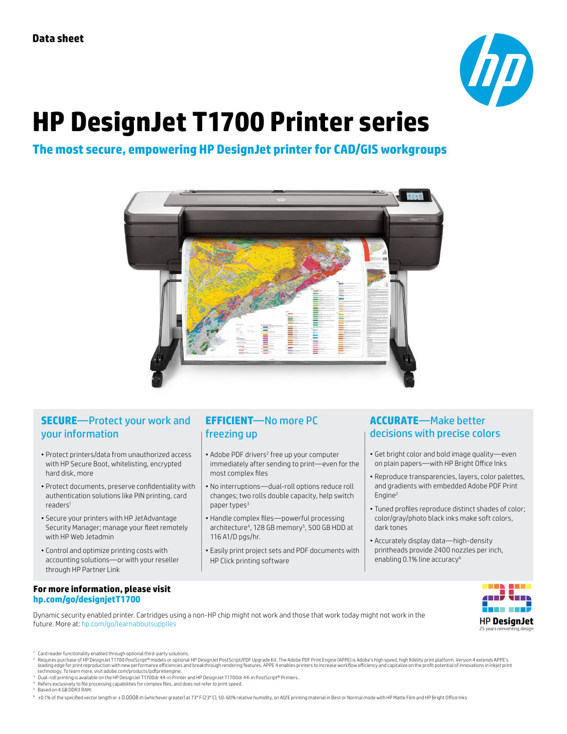Data sheet

# HP DesignJet T1700 Printer series

## The most secure, empowering HP DesignJet printer for CAD/GIS workgroups

### SECURE—Protect your work and your information

- Protect printers/data from unauthorized access with HP Secure Boot, whitelisting, encrypted hard disk, more
- Protect documents, preserve confidentiality with authentication solutions like PIN printing, card readers[1]
- Secure your printers with HP JetAdvantage Security Manager; manage your fleet remotely with HP Web Jetadmin
- Control and optimize printing costs with accounting solutions—or with your reseller through HP Partner Link

### EFFICIENT—No more PC freezing up

- Adobe PDF drivers[2] free up your computer immediately after sending to print—even for the most complex files
- No interruptions—dual-roll options reduce roll changes; two rolls double capacity, help switch paper types[3]
- Handle complex files—powerful processing architecture[4], 128 GB memory[5], 500 GB HDD at 116 A1/D pgs/hr.
- Easily print project sets and PDF documents with HP Click printing software

### ACCURATE—Make better decisions with precise colors

- Get bright color and bold image quality—even on plain papers—with HP Bright Office Inks
- Reproduce transparencies, layers, color palettes, and gradients with embedded Adobe PDF Print Engine[2]
- Tuned profiles reproduce distinct shades of color; color/gray/photo black inks make soft colors, dark tones
- Accurately display data—high-density printheads provide 2400 nozzles per inch, enabling 0.1% line accuracy[6]

**For more information, please visit**
**hp.com/go/designjetT1700**

Dynamic security enabled printer. Cartridges using a non-HP chip might not work and those that work today might not work in the future. More at: hp.com/go/learnaboutsupplies

HP DesignJet
25 years reinventing design

[1] Card reader functionality enabled through optional third-party solutions.
[2] Requires purchase of HP DesignJet T1700 PostScript® models or optional HP DesignJet PostScript/PDF Upgrade Kit. The Adobe PDF Print Engine (APPE) is Adobe's high speed, high fidelity print platform. Version 4 extends APPE's leading edge for print reproduction with new performance efficiencies and breakthrough rendering features. APPE 4 enables printers to increase workflow efficiency and capitalize on the profit potential of innovations in inkjet print technology. To learn more, visit adobe.com/products/pdfprintengine.
[3] Dual-roll printing is available on the HP DesignJet T1700dr 44-in Printer and HP DesignJet T1700dr 44-in PostScript® Printers.
[4] Refers exclusively to file processing capabilities for complex files, and does not refer to print speed.
[5] Based on 4 GB DDR3 RAM.
[6] ±0.1% of the specified vector length or ± 0.0008 in (whichever greater) at 73° F (23° C), 50-60% relative humidity, on A0/E printing material in Best or Normal mode with HP Matte Film and HP Bright Office Inks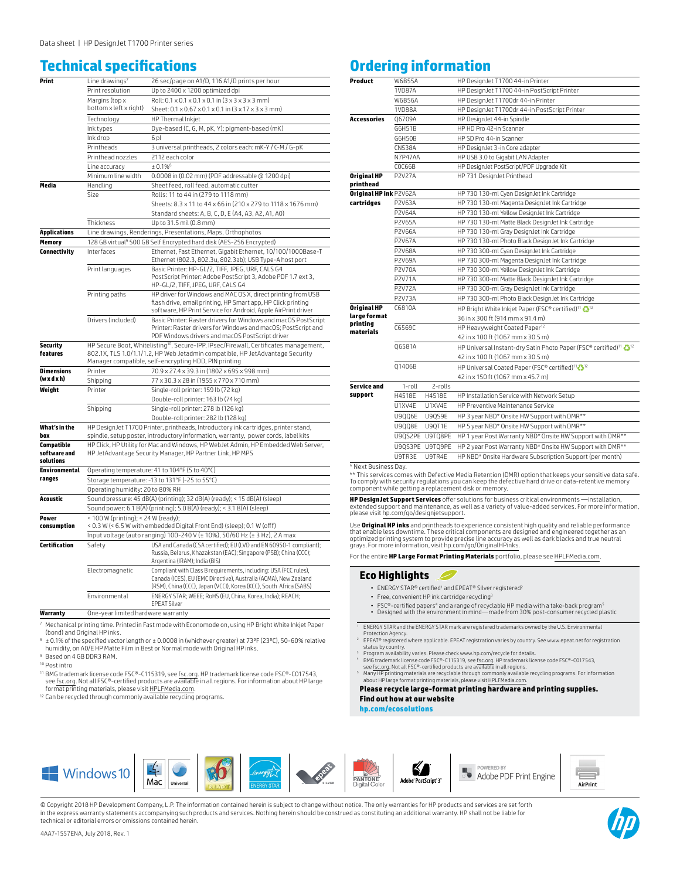## Technical specifications

| | | |
|---|---|---|
| **Print** | Line drawings[7] | 26 sec/page on A1/D, 116 A1/D prints per hour |
| | Print resolution | Up to 2400 x 1200 optimized dpi |
| | Margins (top x bottom x left x right) | Roll: 0.1 x 0.1 x 0.1 x 0.1 in (3 x 3 x 3 x 3 mm)<br>Sheet: 0.1 x 0.67 x 0.1 x 0.1 in (3 x 17 x 3 x 3 mm) |
| | Technology | HP Thermal Inkjet |
| | Ink types | Dye-based (C, G, M, pK, Y); pigment-based (mK) |
| | Ink drop | 6 pl |
| | Printheads | 3 universal printheads, 2 colors each: mK-Y / C-M / G-pK |
| | Printhead nozzles | 2112 each color |
| | Line accuracy | ± 0.1%[8] |
| | Minimum line width | 0.0008 in (0.02 mm) (PDF addressable @ 1200 dpi) |
| **Media** | Handling | Sheet feed, roll feed, automatic cutter |
| | Size | Rolls: 11 to 44 in (279 to 1118 mm)<br>Sheets: 8.3 x 11 to 44 x 66 in (210 x 279 to 1118 x 1676 mm)<br>Standard sheets: A, B, C, D, E (A4, A3, A2, A1, A0) |
| | Thickness | Up to 31.5 mil (0.8 mm) |
| **Applications** | Line drawings, Renderings, Presentations, Maps, Orthophotos | |
| **Memory** | 128 GB virtual[9] 500 GB Self Encrypted hard disk (AES-256 Encrypted) | |
| **Connectivity** | Interfaces | Ethernet, Fast Ethernet, Gigabit Ethernet, 10/100/1000Base-T Ethernet (802.3, 802.3u, 802.3ab); USB Type-A host port |
| | Print languages | Basic Printer: HP-GL/2, TIFF, JPEG, URF, CALS G4<br>PostScript Printer: Adobe PostScript 3, Adobe PDF 1.7 ext 3, HP-GL/2, TIFF, JPEG, URF, CALS G4 |
| | Printing paths | HP driver for Windows and MAC OS X, direct printing from USB flash drive, email printing, HP Smart app, HP Click printing software, HP Print Service for Android, Apple AirPrint driver |
| | Drivers (included) | Basic Printer: Raster drivers for Windows and macOS PostScript Printer: Raster drivers for Windows and macOS; PostScript and PDF Windows drivers and macOS PostScript driver |
| **Security features** | HP Secure Boot, Whitelisting[10], Secure-IPP, IPSec/Firewall, Certificates management, 802.1X, TLS 1.0/1.1/1.2, HP Web Jetadmin compatible, HP JetAdvantage Security Manager compatible, self-encrypting HDD, PIN printing | |
| **Dimensions (w x d x h)** | Printer | 70.9 x 27.4 x 39.3 in (1802 x 695 x 998 mm) |
| | Shipping | 77 x 30.3 x 28 in (1955 x 770 x 710 mm) |
| **Weight** | Printer | Single-roll printer: 159 lb (72 kg)<br>Double-roll printer: 163 lb (74 kg) |
| | Shipping | Single-roll printer: 278 lb (126 kg)<br>Double-roll printer: 282 lb (128 kg) |
| **What's in the box** | HP DesignJet T1700 Printer, printheads, Introductory ink cartridges, printer stand, spindle, setup poster, introductory information, warranty, power cords, label kits | |
| **Compatible software and solutions** | HP Click, HP Utility for Mac and Windows, HP WebJet Admin, HP Embedded Web Server, HP JetAdvantage Security Manager, HP Partner Link, HP MPS | |
| **Environmental ranges** | Operating temperature: 41 to 104°F (5 to 40°C) | |
| | Storage temperature: -13 to 131°F (-25 to 55°C) | |
| | Operating humidity: 20 to 80% RH | |
| **Acoustic** | Sound pressure: 45 dB(A) (printing); 32 dB(A) (ready); < 15 dB(A) (sleep) | |
| | Sound power: 6.1 B(A) (printing); 5.0 B(A) (ready); < 3.1 B(A) (sleep) | |
| **Power consumption** | < 100 W (printing); < 24 W (ready);<br>< 0.3 W (< 6.5 W with embedded Digital Front End) (sleep); 0.1 W (offf) | |
| | Input voltage (auto ranging) 100-240 V (± 10%), 50/60 Hz (± 3 Hz), 2 A max | |
| **Certification** | Safety | USA and Canada (CSA certified); EU (LVD and EN 60950-1 compliant); Russia, Belarus, Kazakhstan (EAC); Singapore (PSB); China (CCC); Argentina (IRAM); India (BIS) |
| | Electromagnetic | Compliant with Class B requirements, including: USA (FCC rules), Canada (ICES), EU (EMC Directive), Australia (ACMA), New Zealand (RSM), China (CCC), Japan (VCCI), Korea (KCC), South Africa (SABS) |
| | Environmental | ENERGY STAR; WEEE; RoHS (EU, China, Korea, India); REACH; EPEAT Silver |
| **Warranty** | One-year limited hardware warranty | |

[7] Mechanical printing time. Printed in Fast mode with Economode on, using HP Bright White Inkjet Paper (bond) and Original HP inks.
[8] ± 0.1% of the specified vector length or ± 0.0008 in (whichever greater) at 73°F (23°C), 50-60% relative humidity, on A0/E HP Matte Film in Best or Normal mode with Original HP inks.
[9] Based on 4 GB DDR3 RAM.
[10] Post intro
[11] BMG trademark license code FSC®-C115319, see fsc.org. HP trademark license code FSC®-C017543, see fsc.org. Not all FSC®-certified products are available in all regions. For information about HP large format printing materials, please visit HPLFMedia.com.
[12] Can be recycled through commonly available recycling programs.

## Ordering information

| | | | |
|---|---|---|---|
| **Product** | W6B55A | | HP DesignJet T1700 44-in Printer |
| | 1VD87A | | HP DesignJet T1700 44-in PostScript Printer |
| | W6B56A | | HP DesignJet T1700dr 44-in Printer |
| | 1VD88A | | HP DesignJet T1700dr 44-in PostScript Printer |
| **Accessories** | Q6709A | | HP DesignJet 44-in Spindle |
| | G6H51B | | HP HD Pro 42-in Scanner |
| | G6H50B | | HP SD Pro 44-in Scanner |
| | CN538A | | HP DesignJet 3-in Core adapter |
| | N7P47AA | | HP USB 3.0 to Gigabit LAN Adapter |
| | C0C66B | | HP DesignJet PostScript/PDF Upgrade Kit |
| **Original HP printhead** | P2V27A | | HP 731 DesignJet Printhead |
| **Original HP ink cartridges** | P2V62A | | HP 730 130-ml Cyan DesignJet Ink Cartridge |
| | P2V63A | | HP 730 130-ml Magenta DesignJet Ink Cartridge |
| | P2V64A | | HP 730 130-ml Yellow DesignJet Ink Cartridge |
| | P2V65A | | HP 730 130-ml Matte Black DesignJet Ink Cartridge |
| | P2V66A | | HP 730 130-ml Gray DesignJet Ink Cartridge |
| | P2V67A | | HP 730 130-ml Photo Black DesignJet Ink Cartridge |
| | P2V68A | | HP 730 300-ml Cyan DesignJet Ink Cartridge |
| | P2V69A | | HP 730 300-ml Magenta DesignJet Ink Cartridge |
| | P2V70A | | HP 730 300-ml Yellow DesignJet Ink Cartridge |
| | P2V71A | | HP 730 300-ml Matte Black DesignJet Ink Cartridge |
| | P2V72A | | HP 730 300-ml Gray DesignJet Ink Cartridge |
| | P2V73A | | HP 730 300-ml Photo Black DesignJet Ink Cartridge |
| **Original HP large format printing materials** | C6810A | | HP Bright White Inkjet Paper (FSC® certified)[11][12]<br>36 in x 300 ft (914 mm x 91.4 m) |
| | C6569C | | HP Heavyweight Coated Paper[12]<br>42 in x 100 ft (1067 mm x 30.5 m) |
| | Q6581A | | HP Universal Instant-dry Satin Photo Paper (FSC® certified)[11][12]<br>42 in x 100 ft (1067 mm x 30.5 m) |
| | Q1406B | | HP Universal Coated Paper (FSC® certified)[11][12]<br>42 in x 150 ft (1067 mm x 45.7 m) |
| **Service and support** | 1-roll | 2-rolls | |
| | H4518E | H4518E | HP Installation Service with Network Setup |
| | U1XV4E | U1XV4E | HP Preventive Maintenance Service |
| | U9QQ6E | U9QS9E | HP 3 year NBD* Onsite HW Support with DMR** |
| | U9QQ8E | U9QT1E | HP 5 year NBD* Onsite HW Support with DMR** |
| | U9QS2PE | U9TQ8PE | HP 1 year Post Warranty NBD* Onsite HW Support with DMR** |
| | U9QS3PE | U9TQ9PE | HP 2 year Post Warranty NBD* Onsite HW Support with DMR** |
| | U9TR3E | U9TR4E | HP NBD* Onsite Hardware Subscription Support (per month) |

* Next Business Day.
** This services comes with Defective Media Retention (DMR) option that keeps your sensitive data safe. To comply with security regulations you can keep the defective hard drive or data-retentive memory component while getting a replacement disk or memory.

**HP DesignJet Support Services** offer solutions for business critical environments—installation, extended support and maintenance, as well as a variety of value-added services. For more information, please visit hp.com/go/designjetsupport.

Use **Original HP inks** and printheads to experience consistent high quality and reliable performance that enable less downtime. These critical components are designed and engineered together as an optimized printing system to provide precise line accuracy as well as dark blacks and true neutral grays. For more information, visit hp.com/go/OriginalHPinks.

For the entire **HP Large Format Printing Materials** portfolio, please see HPLFMedia.com.

## Eco Highlights

- ENERGY STAR® certified[1] and EPEAT® Silver registered[2]
- Free, convenient HP ink cartridge recycling[3]
- FSC®-certified papers[4] and a range of recyclable HP media with a take-back program[5]
- Designed with the environment in mind—made from 30% post-consumer recycled plastic

[1] ENERGY STAR and the ENERGY STAR mark are registered trademarks owned by the U.S. Environmental Protection Agency.
[2] EPEAT® registered where applicable. EPEAT registration varies by country. See www.epeat.net for registration status by country.
[3] Program availability varies. Please check www.hp.com/recycle for details.
[4] BMG trademark license code FSC®-C115319, see fsc.org. HP trademark license code FSC®-C017543, see fsc.org. Not all FSC®-certified products are available in all regions.
[5] Many HP printing materials are recyclable through commonly available recycling programs. For information about HP large format printing materials, please visit HPLFMedia.com.

**Please recycle large-format printing hardware and printing supplies. Find out how at our website**
**hp.com/ecosolutions**

© Copyright 2018 HP Development Company, L.P. The information contained herein is subject to change without notice. The only warranties for HP products and services are set forth in the express warranty statements accompanying such products and services. Nothing herein should be construed as constituting an additional warranty. HP shall not be liable for technical or editorial errors or omissions contained herein.

4AA7-1557ENA, July 2018, Rev. 1